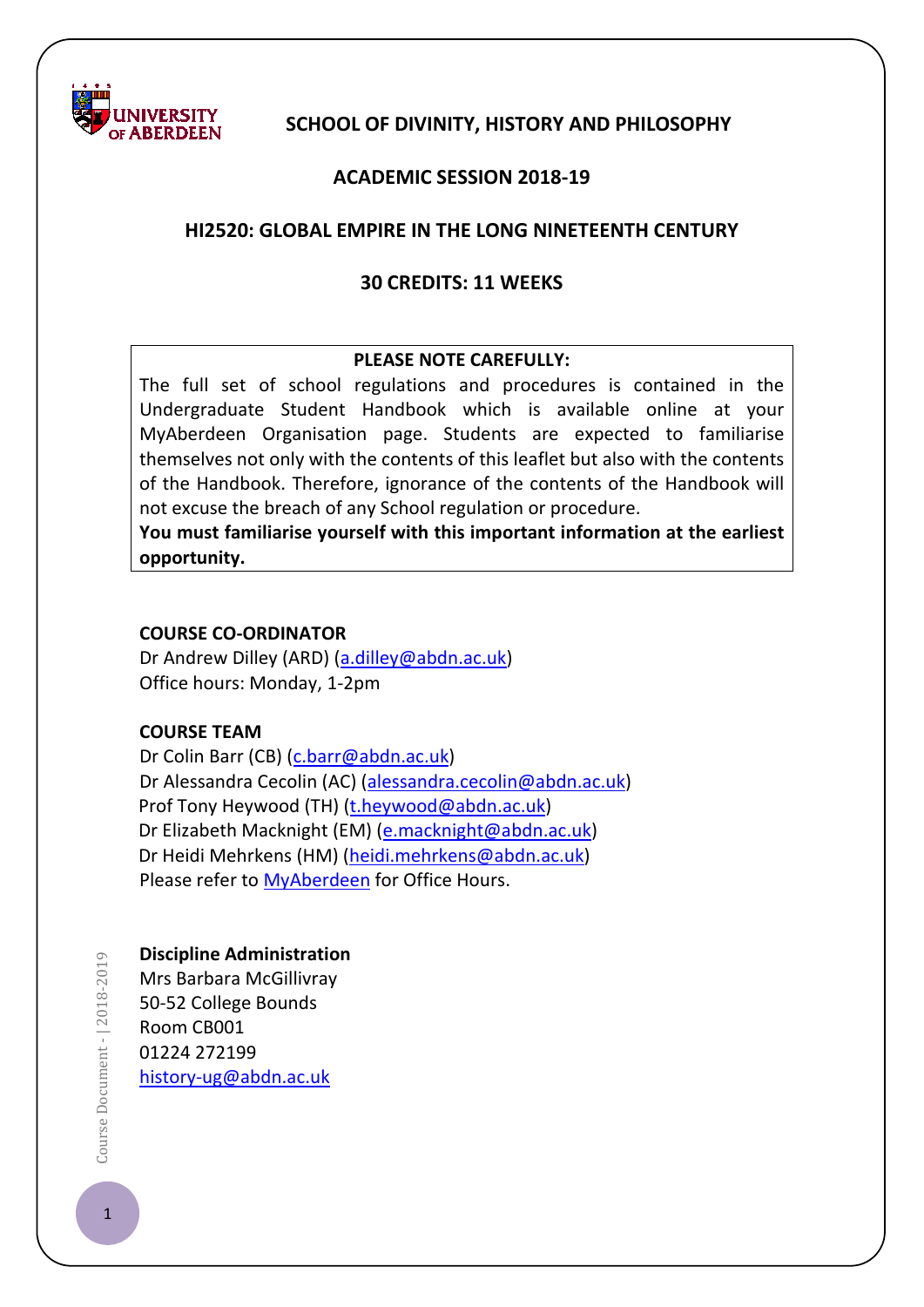UNIVERSITY OF ABERDEEN

# SCHOOL OF DIVINITY, HISTORY AND PHILOSOPHY

## ACADEMIC SESSION 2018-19

## HI2520: GLOBAL EMPIRE IN THE LONG NINETEENTH CENTURY

## 30 CREDITS: 11 WEEKS

**PLEASE NOTE CAREFULLY:**

The full set of school regulations and procedures is contained in the Undergraduate Student Handbook which is available online at your MyAberdeen Organisation page. Students are expected to familiarise themselves not only with the contents of this leaflet but also with the contents of the Handbook. Therefore, ignorance of the contents of the Handbook will not excuse the breach of any School regulation or procedure.

**You must familiarise yourself with this important information at the earliest opportunity.**

**COURSE CO-ORDINATOR**

Dr Andrew Dilley (ARD) (a.dilley@abdn.ac.uk)
Office hours: Monday, 1-2pm

**COURSE TEAM**

Dr Colin Barr (CB) (c.barr@abdn.ac.uk)
Dr Alessandra Cecolin (AC) (alessandra.cecolin@abdn.ac.uk)
Prof Tony Heywood (TH) (t.heywood@abdn.ac.uk)
Dr Elizabeth Macknight (EM) (e.macknight@abdn.ac.uk)
Dr Heidi Mehrkens (HM) (heidi.mehrkens@abdn.ac.uk)
Please refer to MyAberdeen for Office Hours.

**Discipline Administration**

Mrs Barbara McGillivray
50-52 College Bounds
Room CB001
01224 272199
history-ug@abdn.ac.uk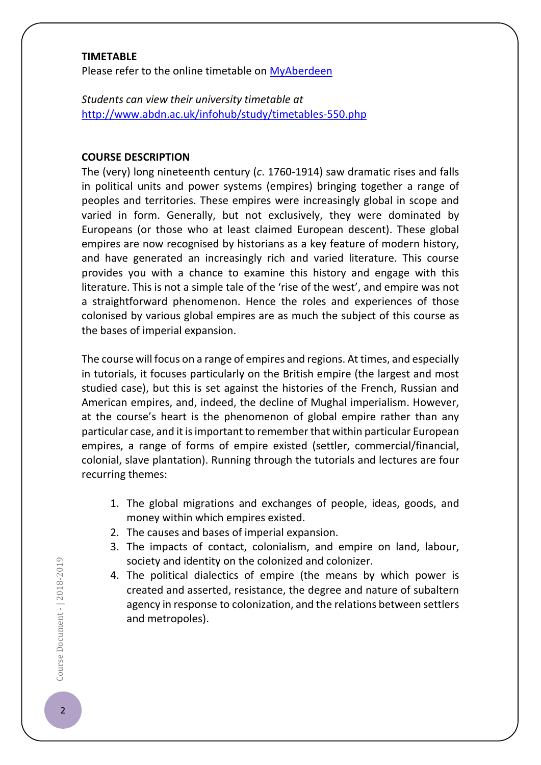**TIMETABLE**

Please refer to the online timetable on [MyAberdeen](MyAberdeen)

*Students can view their university timetable at* [http://www.abdn.ac.uk/infohub/study/timetables-550.php](http://www.abdn.ac.uk/infohub/study/timetables-550.php)

**COURSE DESCRIPTION**

The (very) long nineteenth century (*c*. 1760-1914) saw dramatic rises and falls in political units and power systems (empires) bringing together a range of peoples and territories. These empires were increasingly global in scope and varied in form. Generally, but not exclusively, they were dominated by Europeans (or those who at least claimed European descent). These global empires are now recognised by historians as a key feature of modern history, and have generated an increasingly rich and varied literature. This course provides you with a chance to examine this history and engage with this literature. This is not a simple tale of the 'rise of the west', and empire was not a straightforward phenomenon. Hence the roles and experiences of those colonised by various global empires are as much the subject of this course as the bases of imperial expansion.

The course will focus on a range of empires and regions. At times, and especially in tutorials, it focuses particularly on the British empire (the largest and most studied case), but this is set against the histories of the French, Russian and American empires, and, indeed, the decline of Mughal imperialism. However, at the course's heart is the phenomenon of global empire rather than any particular case, and it is important to remember that within particular European empires, a range of forms of empire existed (settler, commercial/financial, colonial, slave plantation). Running through the tutorials and lectures are four recurring themes:

1. The global migrations and exchanges of people, ideas, goods, and money within which empires existed.
2. The causes and bases of imperial expansion.
3. The impacts of contact, colonialism, and empire on land, labour, society and identity on the colonized and colonizer.
4. The political dialectics of empire (the means by which power is created and asserted, resistance, the degree and nature of subaltern agency in response to colonization, and the relations between settlers and metropoles).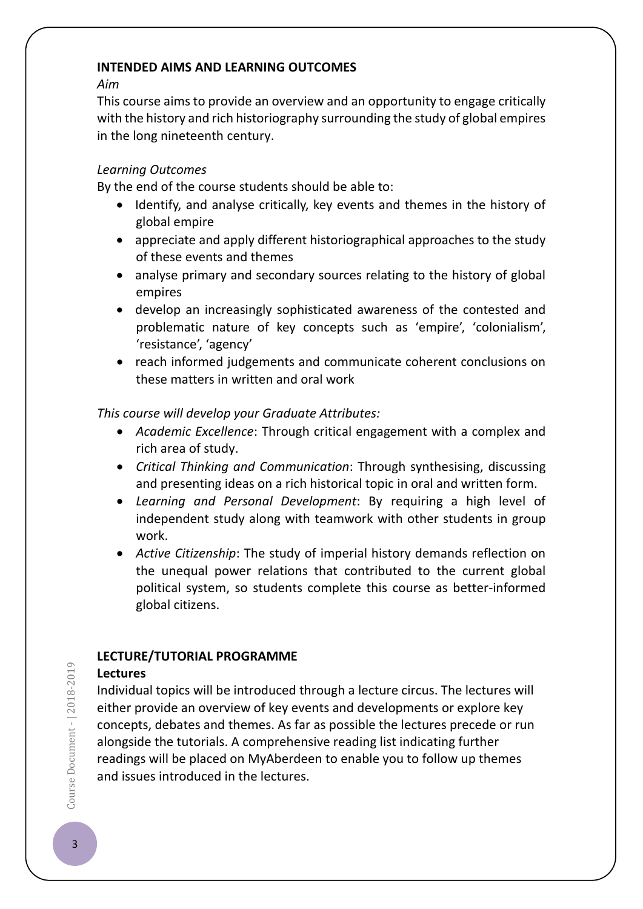## INTENDED AIMS AND LEARNING OUTCOMES

*Aim*

This course aims to provide an overview and an opportunity to engage critically with the history and rich historiography surrounding the study of global empires in the long nineteenth century.

*Learning Outcomes*

By the end of the course students should be able to:

- Identify, and analyse critically, key events and themes in the history of global empire
- appreciate and apply different historiographical approaches to the study of these events and themes
- analyse primary and secondary sources relating to the history of global empires
- develop an increasingly sophisticated awareness of the contested and problematic nature of key concepts such as 'empire', 'colonialism', 'resistance', 'agency'
- reach informed judgements and communicate coherent conclusions on these matters in written and oral work

*This course will develop your Graduate Attributes:*

- *Academic Excellence*: Through critical engagement with a complex and rich area of study.
- *Critical Thinking and Communication*: Through synthesising, discussing and presenting ideas on a rich historical topic in oral and written form.
- *Learning and Personal Development*: By requiring a high level of independent study along with teamwork with other students in group work.
- *Active Citizenship*: The study of imperial history demands reflection on the unequal power relations that contributed to the current global political system, so students complete this course as better-informed global citizens.

## LECTURE/TUTORIAL PROGRAMME

### Lectures

Individual topics will be introduced through a lecture circus. The lectures will either provide an overview of key events and developments or explore key concepts, debates and themes. As far as possible the lectures precede or run alongside the tutorials. A comprehensive reading list indicating further readings will be placed on MyAberdeen to enable you to follow up themes and issues introduced in the lectures.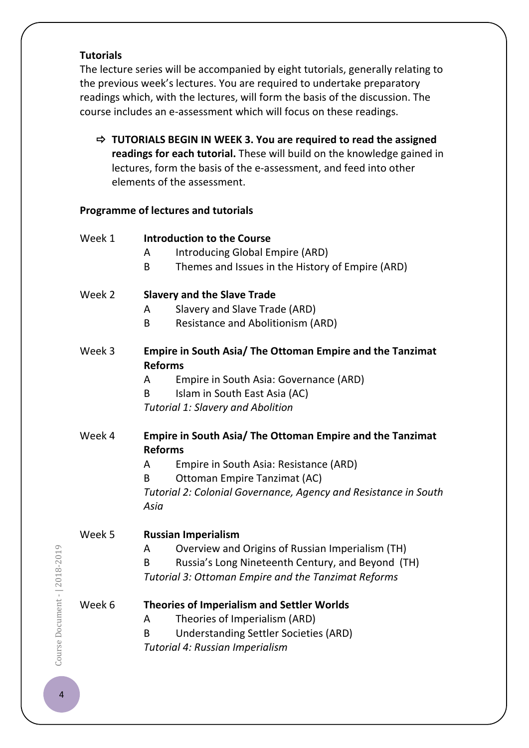**Tutorials**

The lecture series will be accompanied by eight tutorials, generally relating to the previous week's lectures. You are required to undertake preparatory readings which, with the lectures, will form the basis of the discussion. The course includes an e-assessment which will focus on these readings.

- ⇨ **TUTORIALS BEGIN IN WEEK 3. You are required to read the assigned readings for each tutorial.** These will build on the knowledge gained in lectures, form the basis of the e-assessment, and feed into other elements of the assessment.

**Programme of lectures and tutorials**

Week 1 **Introduction to the Course**

- A Introducing Global Empire (ARD)
- B Themes and Issues in the History of Empire (ARD)

Week 2 **Slavery and the Slave Trade**

- A Slavery and Slave Trade (ARD)
- B Resistance and Abolitionism (ARD)

Week 3 **Empire in South Asia/ The Ottoman Empire and the Tanzimat Reforms**

- A Empire in South Asia: Governance (ARD)
- B Islam in South East Asia (AC)

*Tutorial 1: Slavery and Abolition*

Week 4 **Empire in South Asia/ The Ottoman Empire and the Tanzimat Reforms**

- A Empire in South Asia: Resistance (ARD)
- B Ottoman Empire Tanzimat (AC)

*Tutorial 2: Colonial Governance, Agency and Resistance in South Asia*

Week 5 **Russian Imperialism**

- A Overview and Origins of Russian Imperialism (TH)
- B Russia's Long Nineteenth Century, and Beyond (TH)

*Tutorial 3: Ottoman Empire and the Tanzimat Reforms*

Week 6 **Theories of Imperialism and Settler Worlds**

- A Theories of Imperialism (ARD)
- B Understanding Settler Societies (ARD)

*Tutorial 4: Russian Imperialism*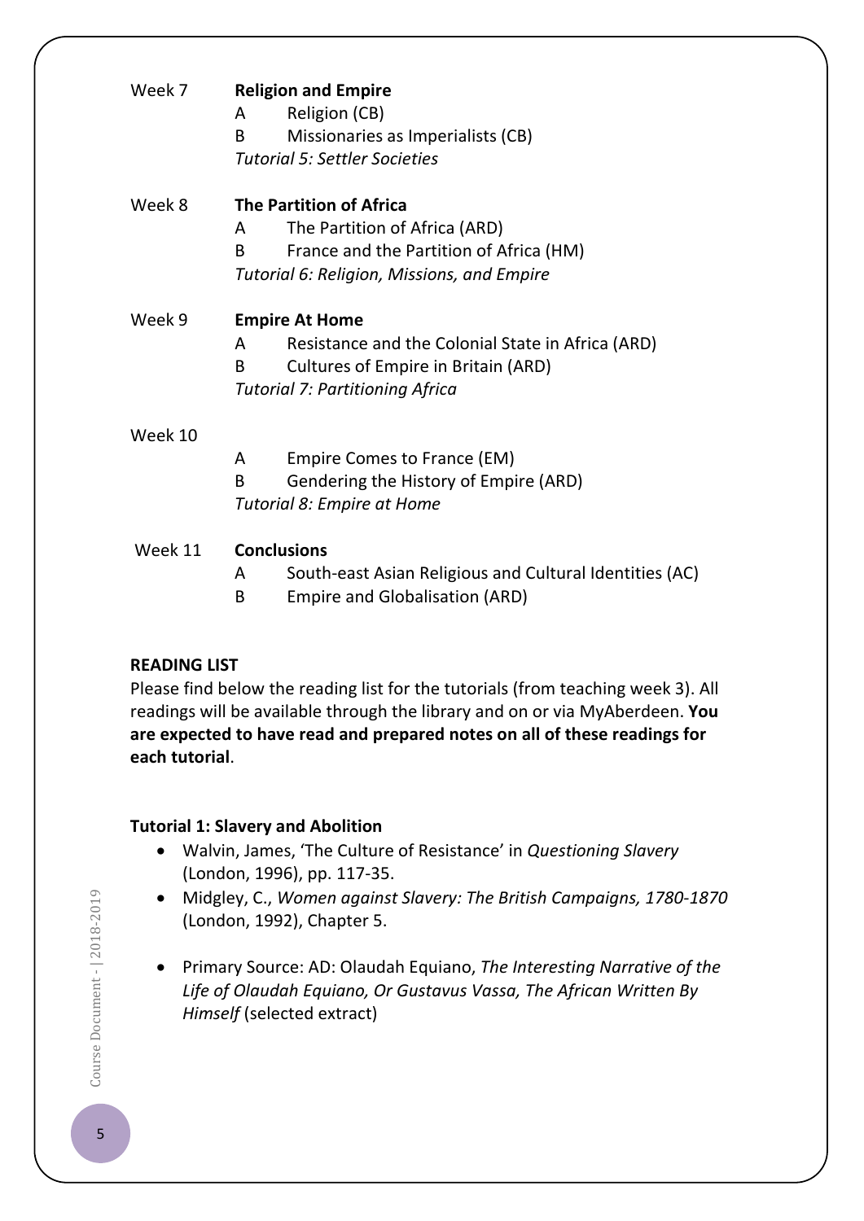Week 7 **Religion and Empire**

- A Religion (CB)
- B Missionaries as Imperialists (CB)

*Tutorial 5: Settler Societies*

Week 8 **The Partition of Africa**

- A The Partition of Africa (ARD)
- B France and the Partition of Africa (HM)

*Tutorial 6: Religion, Missions, and Empire*

Week 9 **Empire At Home**

- A Resistance and the Colonial State in Africa (ARD)
- B Cultures of Empire in Britain (ARD)

*Tutorial 7: Partitioning Africa*

Week 10

- A Empire Comes to France (EM)
- B Gendering the History of Empire (ARD)

*Tutorial 8: Empire at Home*

Week 11 **Conclusions**

- A South-east Asian Religious and Cultural Identities (AC)
- B Empire and Globalisation (ARD)

## READING LIST

Please find below the reading list for the tutorials (from teaching week 3). All readings will be available through the library and on or via MyAberdeen. **You are expected to have read and prepared notes on all of these readings for each tutorial**.

### Tutorial 1: Slavery and Abolition

- Walvin, James, 'The Culture of Resistance' in *Questioning Slavery* (London, 1996), pp. 117-35.
- Midgley, C., *Women against Slavery: The British Campaigns, 1780-1870* (London, 1992), Chapter 5.
- Primary Source: AD: Olaudah Equiano, *The Interesting Narrative of the Life of Olaudah Equiano, Or Gustavus Vassa, The African Written By Himself* (selected extract)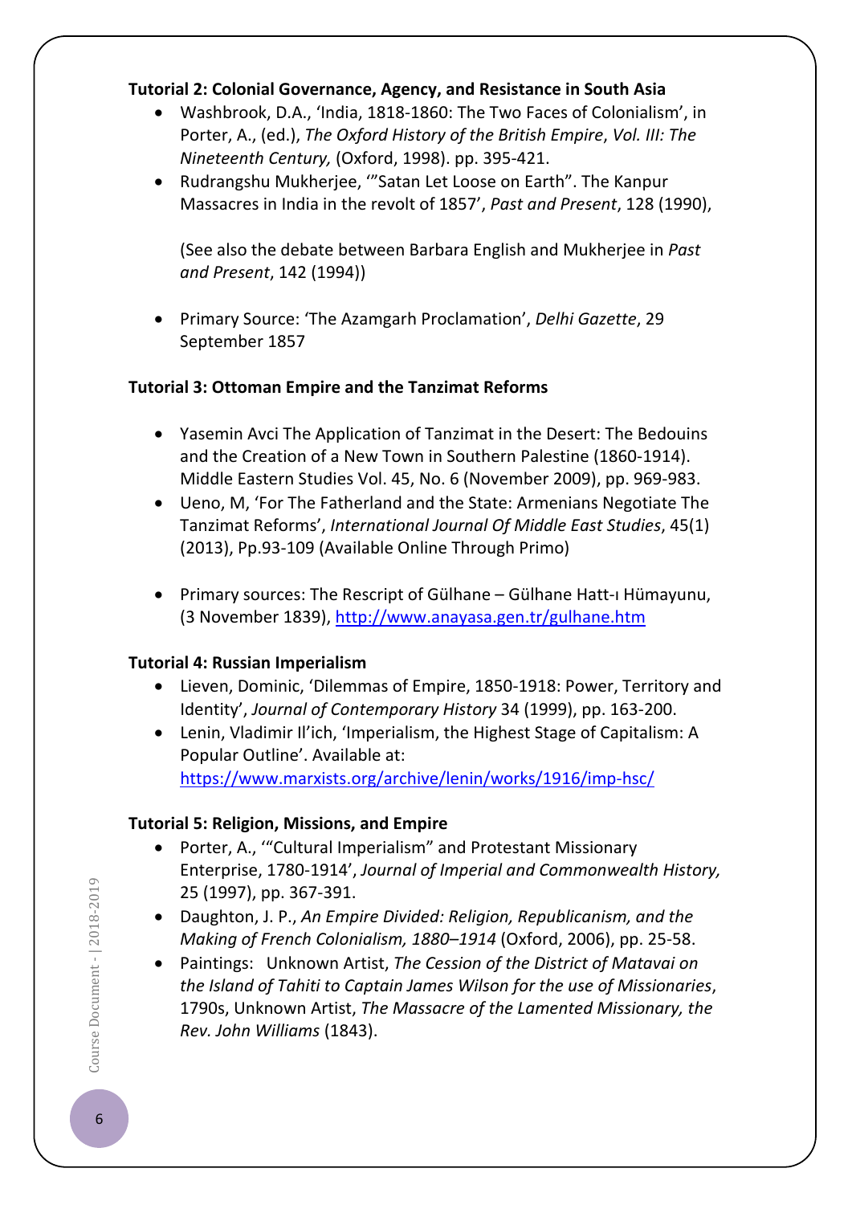**Tutorial 2: Colonial Governance, Agency, and Resistance in South Asia**

- Washbrook, D.A., 'India, 1818-1860: The Two Faces of Colonialism', in Porter, A., (ed.), *The Oxford History of the British Empire*, *Vol. III: The Nineteenth Century,* (Oxford, 1998). pp. 395-421.
- Rudrangshu Mukherjee, '"Satan Let Loose on Earth". The Kanpur Massacres in India in the revolt of 1857', *Past and Present*, 128 (1990),

  (See also the debate between Barbara English and Mukherjee in *Past and Present*, 142 (1994))

- Primary Source: 'The Azamgarh Proclamation', *Delhi Gazette*, 29 September 1857

**Tutorial 3: Ottoman Empire and the Tanzimat Reforms**

- Yasemin Avci The Application of Tanzimat in the Desert: The Bedouins and the Creation of a New Town in Southern Palestine (1860-1914). Middle Eastern Studies Vol. 45, No. 6 (November 2009), pp. 969-983.
- Ueno, M, 'For The Fatherland and the State: Armenians Negotiate The Tanzimat Reforms', *International Journal Of Middle East Studies*, 45(1) (2013), Pp.93-109 (Available Online Through Primo)

- Primary sources: The Rescript of Gülhane – Gülhane Hatt-ı Hümayunu, (3 November 1839), http://www.anayasa.gen.tr/gulhane.htm

**Tutorial 4: Russian Imperialism**

- Lieven, Dominic, 'Dilemmas of Empire, 1850-1918: Power, Territory and Identity', *Journal of Contemporary History* 34 (1999), pp. 163-200.
- Lenin, Vladimir Il'ich, 'Imperialism, the Highest Stage of Capitalism: A Popular Outline'. Available at: https://www.marxists.org/archive/lenin/works/1916/imp-hsc/

**Tutorial 5: Religion, Missions, and Empire**

- Porter, A., '"Cultural Imperialism" and Protestant Missionary Enterprise, 1780-1914', *Journal of Imperial and Commonwealth History,* 25 (1997), pp. 367-391.
- Daughton, J. P., *An Empire Divided: Religion, Republicanism, and the Making of French Colonialism, 1880–1914* (Oxford, 2006), pp. 25-58.
- Paintings: Unknown Artist, *The Cession of the District of Matavai on the Island of Tahiti to Captain James Wilson for the use of Missionaries*, 1790s, Unknown Artist, *The Massacre of the Lamented Missionary, the Rev. John Williams* (1843).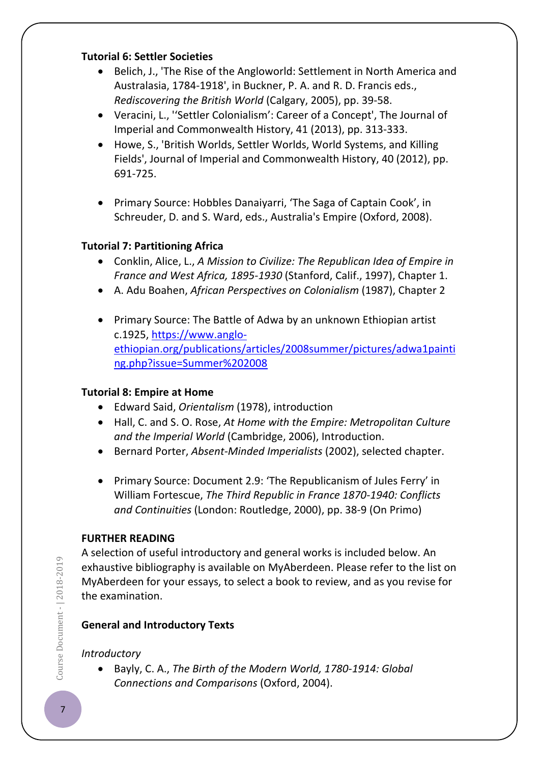**Tutorial 6: Settler Societies**

- Belich, J., 'The Rise of the Angloworld: Settlement in North America and Australasia, 1784-1918', in Buckner, P. A. and R. D. Francis eds., *Rediscovering the British World* (Calgary, 2005), pp. 39-58.
- Veracini, L., ''Settler Colonialism': Career of a Concept', The Journal of Imperial and Commonwealth History, 41 (2013), pp. 313-333.
- Howe, S., 'British Worlds, Settler Worlds, World Systems, and Killing Fields', Journal of Imperial and Commonwealth History, 40 (2012), pp. 691-725.

- Primary Source: Hobbles Danaiyarri, 'The Saga of Captain Cook', in Schreuder, D. and S. Ward, eds., Australia's Empire (Oxford, 2008).

**Tutorial 7: Partitioning Africa**

- Conklin, Alice, L., *A Mission to Civilize: The Republican Idea of Empire in France and West Africa, 1895-1930* (Stanford, Calif., 1997), Chapter 1.
- A. Adu Boahen, *African Perspectives on Colonialism* (1987), Chapter 2

- Primary Source: The Battle of Adwa by an unknown Ethiopian artist c.1925, [https://www.anglo-ethiopian.org/publications/articles/2008summer/pictures/adwa1painting.php?issue=Summer%202008](https://www.anglo-ethiopian.org/publications/articles/2008summer/pictures/adwa1painting.php?issue=Summer%202008)

**Tutorial 8: Empire at Home**

- Edward Said, *Orientalism* (1978), introduction
- Hall, C. and S. O. Rose, *At Home with the Empire: Metropolitan Culture and the Imperial World* (Cambridge, 2006), Introduction.
- Bernard Porter, *Absent-Minded Imperialists* (2002), selected chapter.

- Primary Source: Document 2.9: 'The Republicanism of Jules Ferry' in William Fortescue, *The Third Republic in France 1870-1940: Conflicts and Continuities* (London: Routledge, 2000), pp. 38-9 (On Primo)

**FURTHER READING**

A selection of useful introductory and general works is included below. An exhaustive bibliography is available on MyAberdeen. Please refer to the list on MyAberdeen for your essays, to select a book to review, and as you revise for the examination.

**General and Introductory Texts**

*Introductory*

- Bayly, C. A., *The Birth of the Modern World, 1780-1914: Global Connections and Comparisons* (Oxford, 2004).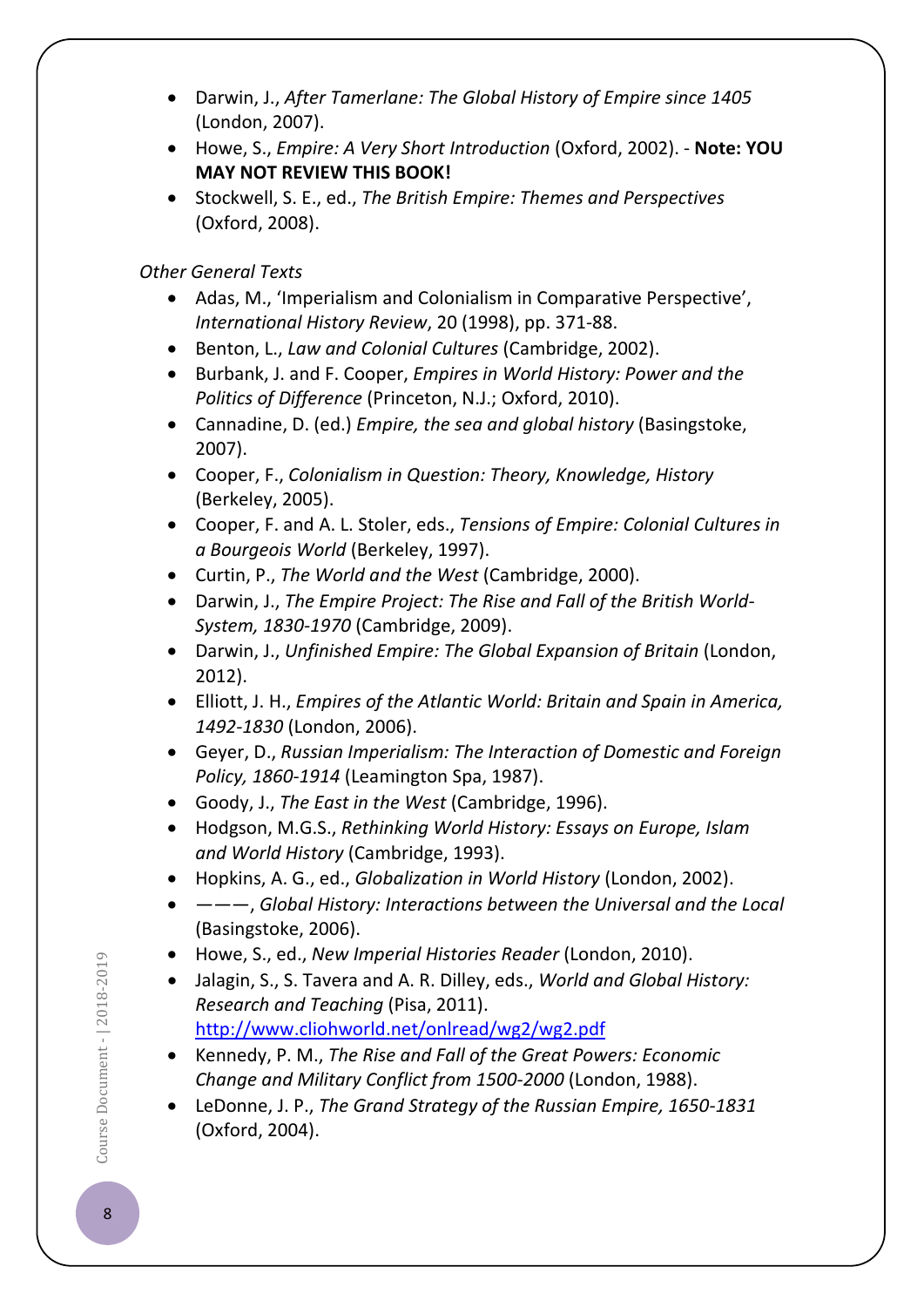- Darwin, J., *After Tamerlane: The Global History of Empire since 1405* (London, 2007).
- Howe, S., *Empire: A Very Short Introduction* (Oxford, 2002). - **Note: YOU MAY NOT REVIEW THIS BOOK!**
- Stockwell, S. E., ed., *The British Empire: Themes and Perspectives* (Oxford, 2008).

*Other General Texts*

- Adas, M., 'Imperialism and Colonialism in Comparative Perspective', *International History Review*, 20 (1998), pp. 371-88.
- Benton, L., *Law and Colonial Cultures* (Cambridge, 2002).
- Burbank, J. and F. Cooper, *Empires in World History: Power and the Politics of Difference* (Princeton, N.J.; Oxford, 2010).
- Cannadine, D. (ed.) *Empire, the sea and global history* (Basingstoke, 2007).
- Cooper, F., *Colonialism in Question: Theory, Knowledge, History* (Berkeley, 2005).
- Cooper, F. and A. L. Stoler, eds., *Tensions of Empire: Colonial Cultures in a Bourgeois World* (Berkeley, 1997).
- Curtin, P., *The World and the West* (Cambridge, 2000).
- Darwin, J., *The Empire Project: The Rise and Fall of the British World-System, 1830-1970* (Cambridge, 2009).
- Darwin, J., *Unfinished Empire: The Global Expansion of Britain* (London, 2012).
- Elliott, J. H., *Empires of the Atlantic World: Britain and Spain in America, 1492-1830* (London, 2006).
- Geyer, D., *Russian Imperialism: The Interaction of Domestic and Foreign Policy, 1860-1914* (Leamington Spa, 1987).
- Goody, J., *The East in the West* (Cambridge, 1996).
- Hodgson, M.G.S., *Rethinking World History: Essays on Europe, Islam and World History* (Cambridge, 1993).
- Hopkins, A. G., ed., *Globalization in World History* (London, 2002).
- ———, *Global History: Interactions between the Universal and the Local* (Basingstoke, 2006).
- Howe, S., ed., *New Imperial Histories Reader* (London, 2010).
- Jalagin, S., S. Tavera and A. R. Dilley, eds., *World and Global History: Research and Teaching* (Pisa, 2011). http://www.cliohworld.net/onlread/wg2/wg2.pdf
- Kennedy, P. M., *The Rise and Fall of the Great Powers: Economic Change and Military Conflict from 1500-2000* (London, 1988).
- LeDonne, J. P., *The Grand Strategy of the Russian Empire, 1650-1831* (Oxford, 2004).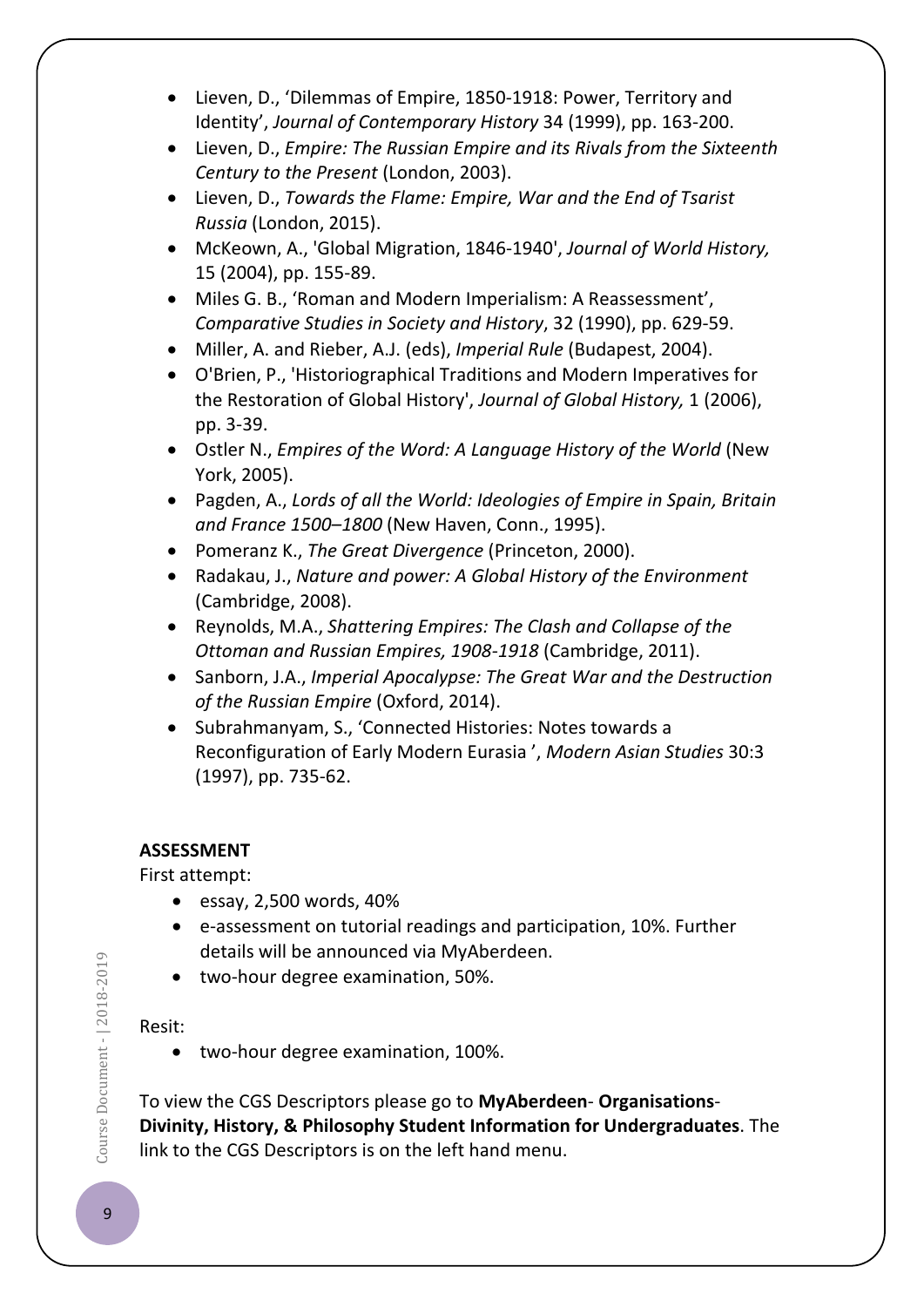- Lieven, D., 'Dilemmas of Empire, 1850-1918: Power, Territory and Identity', *Journal of Contemporary History* 34 (1999), pp. 163-200.
- Lieven, D., *Empire: The Russian Empire and its Rivals from the Sixteenth Century to the Present* (London, 2003).
- Lieven, D., *Towards the Flame: Empire, War and the End of Tsarist Russia* (London, 2015).
- McKeown, A., 'Global Migration, 1846-1940', *Journal of World History,* 15 (2004), pp. 155-89.
- Miles G. B., 'Roman and Modern Imperialism: A Reassessment', *Comparative Studies in Society and History*, 32 (1990), pp. 629-59.
- Miller, A. and Rieber, A.J. (eds), *Imperial Rule* (Budapest, 2004).
- O'Brien, P., 'Historiographical Traditions and Modern Imperatives for the Restoration of Global History', *Journal of Global History,* 1 (2006), pp. 3-39.
- Ostler N., *Empires of the Word: A Language History of the World* (New York, 2005).
- Pagden, A., *Lords of all the World: Ideologies of Empire in Spain, Britain and France 1500–1800* (New Haven, Conn., 1995).
- Pomeranz K., *The Great Divergence* (Princeton, 2000).
- Radakau, J., *Nature and power: A Global History of the Environment* (Cambridge, 2008).
- Reynolds, M.A., *Shattering Empires: The Clash and Collapse of the Ottoman and Russian Empires, 1908-1918* (Cambridge, 2011).
- Sanborn, J.A., *Imperial Apocalypse: The Great War and the Destruction of the Russian Empire* (Oxford, 2014).
- Subrahmanyam, S., 'Connected Histories: Notes towards a Reconfiguration of Early Modern Eurasia ', *Modern Asian Studies* 30:3 (1997), pp. 735-62.

**ASSESSMENT**

First attempt:

- essay, 2,500 words, 40%
- e-assessment on tutorial readings and participation, 10%. Further details will be announced via MyAberdeen.
- two-hour degree examination, 50%.

Resit:

- two-hour degree examination, 100%.

To view the CGS Descriptors please go to **MyAberdeen**- **Organisations**- **Divinity, History, & Philosophy Student Information for Undergraduates**. The link to the CGS Descriptors is on the left hand menu.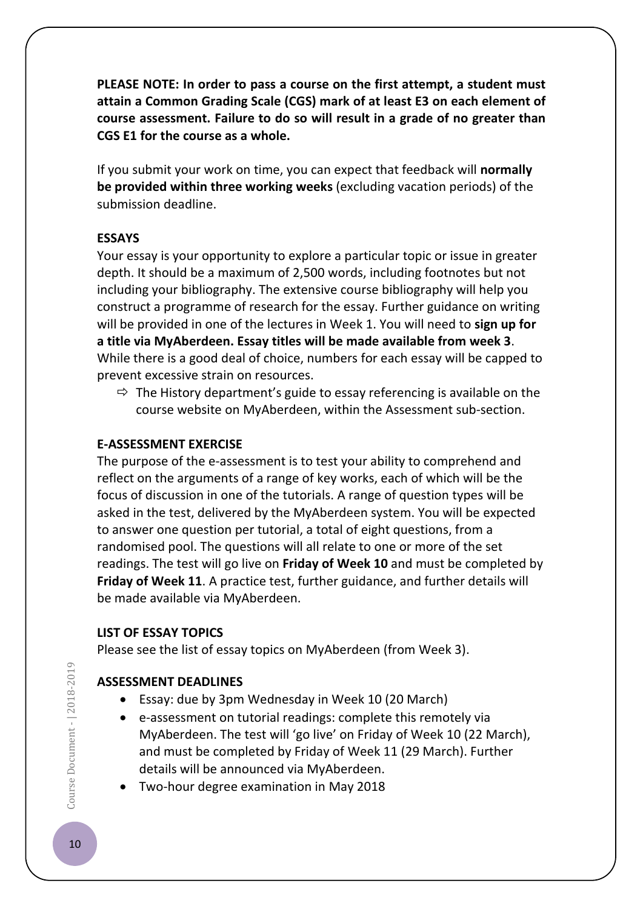**PLEASE NOTE: In order to pass a course on the first attempt, a student must attain a Common Grading Scale (CGS) mark of at least E3 on each element of course assessment. Failure to do so will result in a grade of no greater than CGS E1 for the course as a whole.**

If you submit your work on time, you can expect that feedback will **normally be provided within three working weeks** (excluding vacation periods) of the submission deadline.

### ESSAYS

Your essay is your opportunity to explore a particular topic or issue in greater depth. It should be a maximum of 2,500 words, including footnotes but not including your bibliography. The extensive course bibliography will help you construct a programme of research for the essay. Further guidance on writing will be provided in one of the lectures in Week 1. You will need to **sign up for a title via MyAberdeen. Essay titles will be made available from week 3**. While there is a good deal of choice, numbers for each essay will be capped to prevent excessive strain on resources.

- ⇨ The History department's guide to essay referencing is available on the course website on MyAberdeen, within the Assessment sub-section.

### E-ASSESSMENT EXERCISE

The purpose of the e-assessment is to test your ability to comprehend and reflect on the arguments of a range of key works, each of which will be the focus of discussion in one of the tutorials. A range of question types will be asked in the test, delivered by the MyAberdeen system. You will be expected to answer one question per tutorial, a total of eight questions, from a randomised pool. The questions will all relate to one or more of the set readings. The test will go live on **Friday of Week 10** and must be completed by **Friday of Week 11**. A practice test, further guidance, and further details will be made available via MyAberdeen.

### LIST OF ESSAY TOPICS

Please see the list of essay topics on MyAberdeen (from Week 3).

### ASSESSMENT DEADLINES

- Essay: due by 3pm Wednesday in Week 10 (20 March)
- e-assessment on tutorial readings: complete this remotely via MyAberdeen. The test will 'go live' on Friday of Week 10 (22 March), and must be completed by Friday of Week 11 (29 March). Further details will be announced via MyAberdeen.
- Two-hour degree examination in May 2018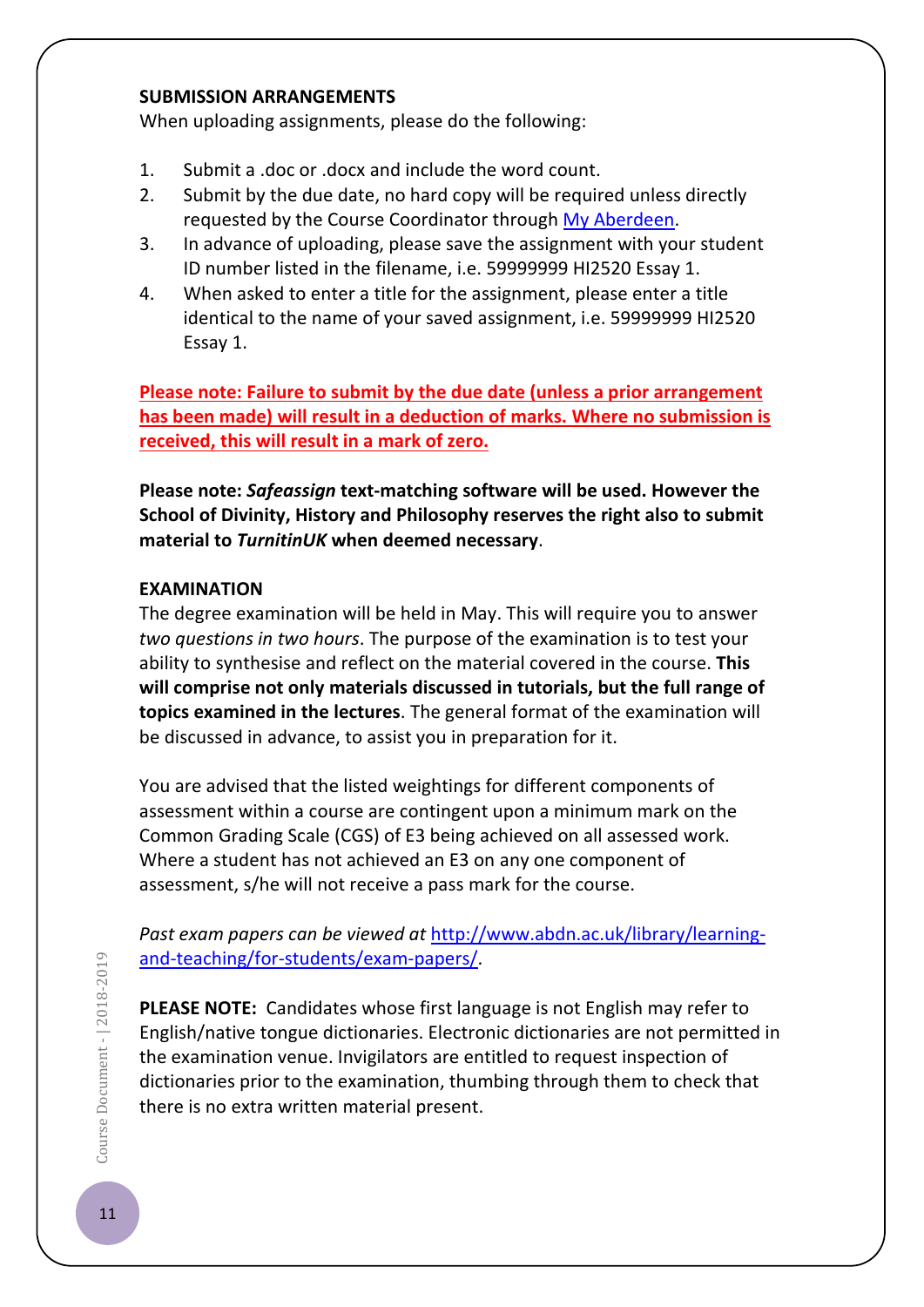**SUBMISSION ARRANGEMENTS**

When uploading assignments, please do the following:

1. Submit a .doc or .docx and include the word count.
2. Submit by the due date, no hard copy will be required unless directly requested by the Course Coordinator through [My Aberdeen](My Aberdeen).
3. In advance of uploading, please save the assignment with your student ID number listed in the filename, i.e. 59999999 HI2520 Essay 1.
4. When asked to enter a title for the assignment, please enter a title identical to the name of your saved assignment, i.e. 59999999 HI2520 Essay 1.

**Please note: Failure to submit by the due date (unless a prior arrangement has been made) will result in a deduction of marks. Where no submission is received, this will result in a mark of zero.**

**Please note: *Safeassign* text-matching software will be used. However the School of Divinity, History and Philosophy reserves the right also to submit material to *TurnitinUK* when deemed necessary**.

**EXAMINATION**

The degree examination will be held in May. This will require you to answer *two questions in two hours*. The purpose of the examination is to test your ability to synthesise and reflect on the material covered in the course. **This will comprise not only materials discussed in tutorials, but the full range of topics examined in the lectures**. The general format of the examination will be discussed in advance, to assist you in preparation for it.

You are advised that the listed weightings for different components of assessment within a course are contingent upon a minimum mark on the Common Grading Scale (CGS) of E3 being achieved on all assessed work. Where a student has not achieved an E3 on any one component of assessment, s/he will not receive a pass mark for the course.

*Past exam papers can be viewed at* [http://www.abdn.ac.uk/library/learning-and-teaching/for-students/exam-papers/](http://www.abdn.ac.uk/library/learning-and-teaching/for-students/exam-papers/).

**PLEASE NOTE:** Candidates whose first language is not English may refer to English/native tongue dictionaries. Electronic dictionaries are not permitted in the examination venue. Invigilators are entitled to request inspection of dictionaries prior to the examination, thumbing through them to check that there is no extra written material present.